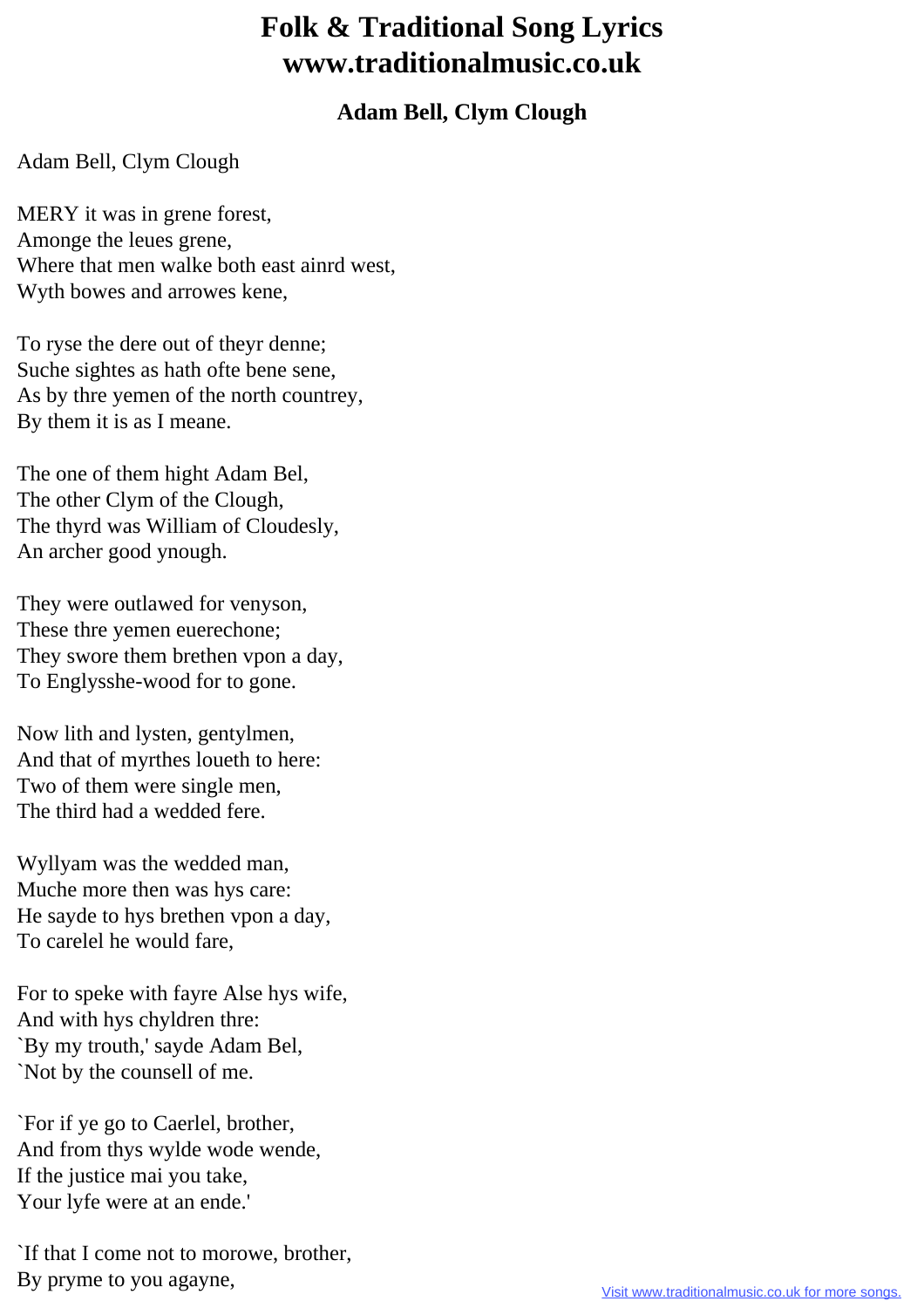# Folk & Traditional Song Lyrics
# www.traditionalmusic.co.uk

### Adam Bell, Clym Clough

Adam Bell, Clym Clough

MERY it was in grene forest,
Amonge the leues grene,
Where that men walke both east ainrd west,
Wyth bowes and arrowes kene,

To ryse the dere out of theyr denne;
Suche sightes as hath ofte bene sene,
As by thre yemen of the north countrey,
By them it is as I meane.

The one of them hight Adam Bel,
The other Clym of the Clough,
The thyrd was William of Cloudesly,
An archer good ynough.

They were outlawed for venyson,
These thre yemen euerechone;
They swore them brethen vpon a day,
To Englysshe-wood for to gone.

Now lith and lysten, gentylmen,
And that of myrthes loueth to here:
Two of them were single men,
The third had a wedded fere.

Wyllyam was the wedded man,
Muche more then was hys care:
He sayde to hys brethen vpon a day,
To carelel he would fare,

For to speke with fayre Alse hys wife,
And with hys chyldren thre:
`By my trouth,' sayde Adam Bel,
`Not by the counsell of me.

`For if ye go to Caerlel, brother,
And from thys wylde wode wende,
If the justice mai you take,
Your lyfe were at an ende.'

`If that I come not to morowe, brother,
By pryme to you agayne,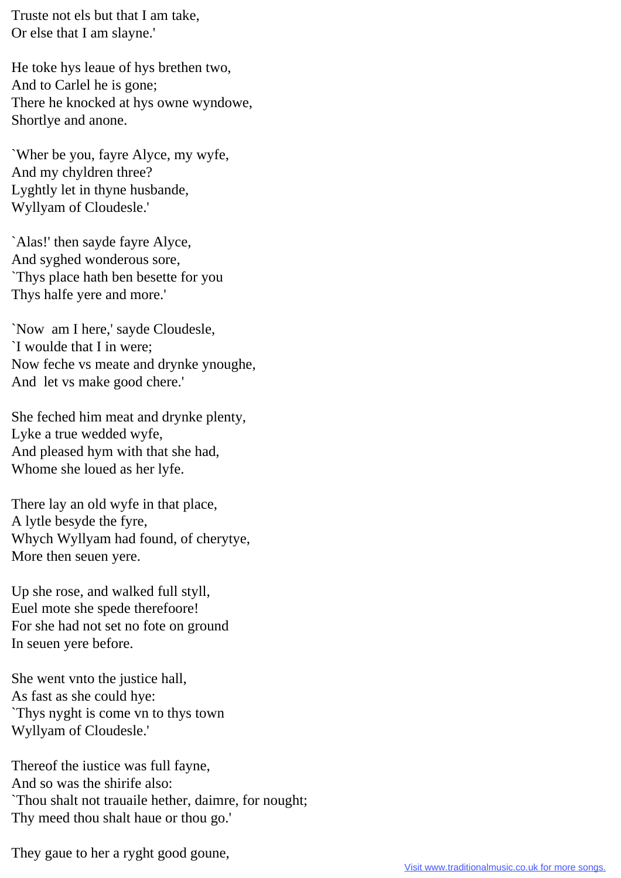Truste not els but that I am take,
Or else that I am slayne.'

He toke hys leaue of hys brethen two,
And to Carlel he is gone;
There he knocked at hys owne wyndowe,
Shortlye and anone.

`Wher be you, fayre Alyce, my wyfe,
And my chyldren three?
Lyghtly let in thyne husbande,
Wyllyam of Cloudesle.'

`Alas!' then sayde fayre Alyce,
And syghed wonderous sore,
`Thys place hath ben besette for you
Thys halfe yere and more.'

`Now am I here,' sayde Cloudesle,
`I woulde that I in were;
Now feche vs meate and drynke ynoughe,
And let vs make good chere.'

She feched him meat and drynke plenty,
Lyke a true wedded wyfe,
And pleased hym with that she had,
Whome she loued as her lyfe.

There lay an old wyfe in that place,
A lytle besyde the fyre,
Whych Wyllyam had found, of cherytye,
More then seuen yere.

Up she rose, and walked full styll,
Euel mote she spede therefoore!
For she had not set no fote on ground
In seuen yere before.

She went vnto the justice hall,
As fast as she could hye:
`Thys nyght is come vn to thys town
Wyllyam of Cloudesle.'

Thereof the iustice was full fayne,
And so was the shirife also:
`Thou shalt not trauaile hether, daimre, for nought;
Thy meed thou shalt haue or thou go.'

They gaue to her a ryght good goune,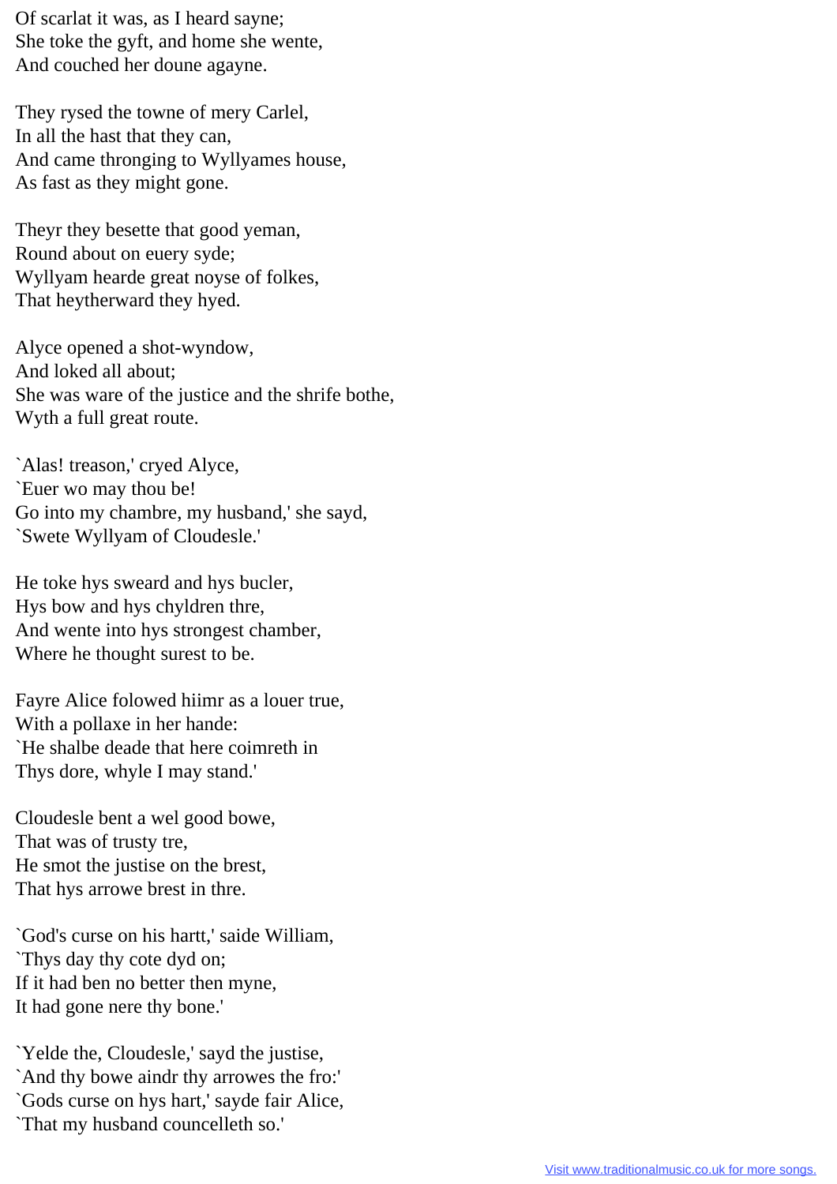Of scarlat it was, as I heard sayne;
She toke the gyft, and home she wente,
And couched her doune agayne.

They rysed the towne of mery Carlel,
In all the hast that they can,
And came thronging to Wyllyames house,
As fast as they might gone.

Theyr they besette that good yeman,
Round about on euery syde;
Wyllyam hearde great noyse of folkes,
That heytherward they hyed.

Alyce opened a shot-wyndow,
And loked all about;
She was ware of the justice and the shrife bothe,
Wyth a full great route.

`Alas! treason,' cryed Alyce,
`Euer wo may thou be!
Go into my chambre, my husband,' she sayd,
`Swete Wyllyam of Cloudesle.'

He toke hys sweard and hys bucler,
Hys bow and hys chyldren thre,
And wente into hys strongest chamber,
Where he thought surest to be.

Fayre Alice folowed hiimr as a louer true,
With a pollaxe in her hande:
`He shalbe deade that here coimreth in
Thys dore, whyle I may stand.'

Cloudesle bent a wel good bowe,
That was of trusty tre,
He smot the justise on the brest,
That hys arrowe brest in thre.

`God's curse on his hartt,' saide William,
`Thys day thy cote dyd on;
If it had ben no better then myne,
It had gone nere thy bone.'

`Yelde the, Cloudesle,' sayd the justise,
`And thy bowe aindr thy arrowes the fro:'
`Gods curse on hys hart,' sayde fair Alice,
`That my husband councelleth so.'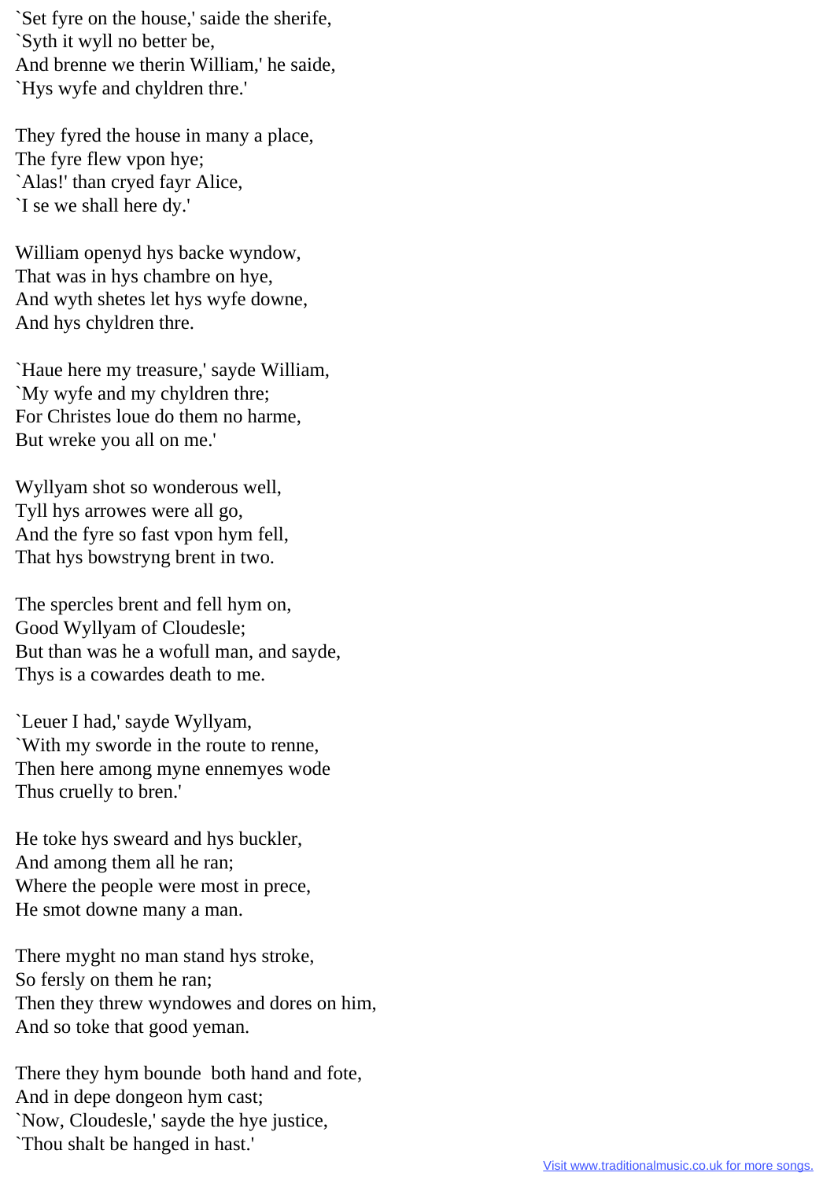`Set fyre on the house,' saide the sherife,
`Syth it wyll no better be,
And brenne we therin William,' he saide,
`Hys wyfe and chyldren thre.'

They fyred the house in many a place,
The fyre flew vpon hye;
`Alas!' than cryed fayr Alice,
`I se we shall here dy.'

William openyd hys backe wyndow,
That was in hys chambre on hye,
And wyth shetes let hys wyfe downe,
And hys chyldren thre.

`Haue here my treasure,' sayde William,
`My wyfe and my chyldren thre;
For Christes loue do them no harme,
But wreke you all on me.'

Wyllyam shot so wonderous well,
Tyll hys arrowes were all go,
And the fyre so fast vpon hym fell,
That hys bowstryng brent in two.

The spercles brent and fell hym on,
Good Wyllyam of Cloudesle;
But than was he a wofull man, and sayde,
Thys is a cowardes death to me.

`Leuer I had,' sayde Wyllyam,
`With my sworde in the route to renne,
Then here among myne ennemyes wode
Thus cruelly to bren.'

He toke hys sweard and hys buckler,
And among them all he ran;
Where the people were most in prece,
He smot downe many a man.

There myght no man stand hys stroke,
So fersly on them he ran;
Then they threw wyndowes and dores on him,
And so toke that good yeman.

There they hym bounde both hand and fote,
And in depe dongeon hym cast;
`Now, Cloudesle,' sayde the hye justice,
`Thou shalt be hanged in hast.'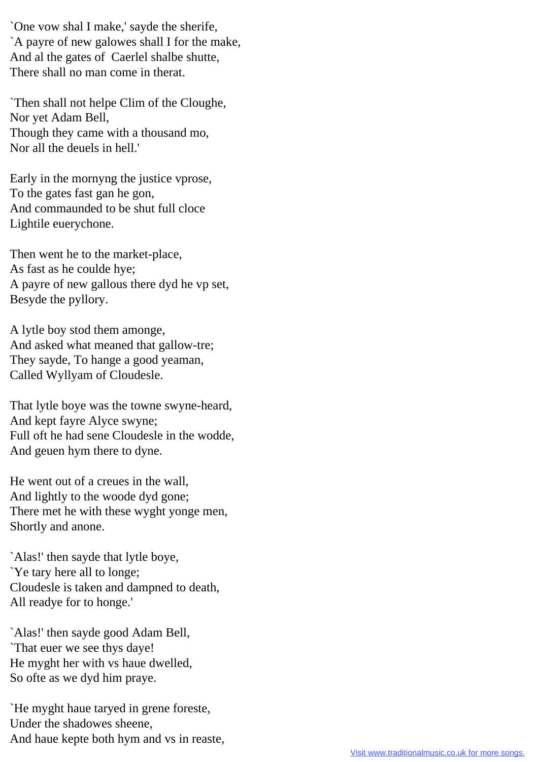`One vow shal I make,' sayde the sherife,
`A payre of new galowes shall I for the make,
And al the gates of  Caerlel shalbe shutte,
There shall no man come in therat.

`Then shall not helpe Clim of the Cloughe,
Nor yet Adam Bell,
Though they came with a thousand mo,
Nor all the deuels in hell.'

Early in the mornyng the justice vprose,
To the gates fast gan he gon,
And commaunded to be shut full cloce
Lightile euerychone.

Then went he to the market-place,
As fast as he coulde hye;
A payre of new gallous there dyd he vp set,
Besyde the pyllory.

A lytle boy stod them amonge,
And asked what meaned that gallow-tre;
They sayde, To hange a good yeaman,
Called Wyllyam of Cloudesle.

That lytle boye was the towne swyne-heard,
And kept fayre Alyce swyne;
Full oft he had sene Cloudesle in the wodde,
And geuen hym there to dyne.

He went out of a creues in the wall,
And lightly to the woode dyd gone;
There met he with these wyght yonge men,
Shortly and anone.

`Alas!' then sayde that lytle boye,
`Ye tary here all to longe;
Cloudesle is taken and dampned to death,
All readye for to honge.'

`Alas!' then sayde good Adam Bell,
`That euer we see thys daye!
He myght her with vs haue dwelled,
So ofte as we dyd him praye.

`He myght haue taryed in grene foreste,
Under the shadowes sheene,
And haue kepte both hym and vs in reaste,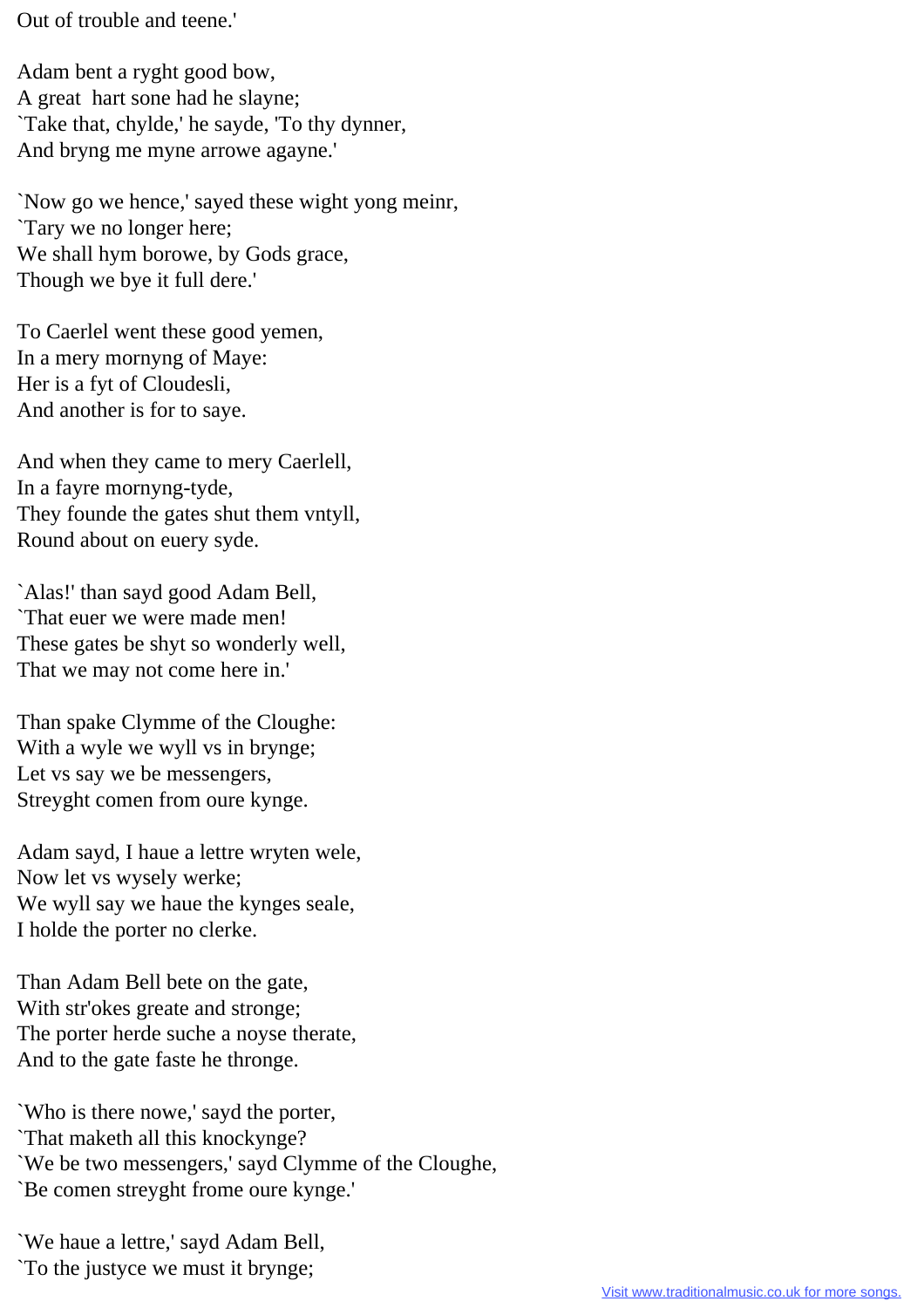Out of trouble and teene.'

Adam bent a ryght good bow,
A great  hart sone had he slayne;
`Take that, chylde,' he sayde, 'To thy dynner,
And bryng me myne arrowe agayne.'

`Now go we hence,' sayed these wight yong meinr,
`Tary we no longer here;
We shall hym borowe, by Gods grace,
Though we bye it full dere.'

To Caerlel went these good yemen,
In a mery mornyng of Maye:
Her is a fyt of Cloudesli,
And another is for to saye.

And when they came to mery Caerlell,
In a fayre mornyng-tyde,
They founde the gates shut them vntyll,
Round about on euery syde.

`Alas!' than sayd good Adam Bell,
`That euer we were made men!
These gates be shyt so wonderly well,
That we may not come here in.'

Than spake Clymme of the Cloughe:
With a wyle we wyll vs in brynge;
Let vs say we be messengers,
Streyght comen from oure kynge.

Adam sayd, I haue a lettre wryten wele,
Now let vs wysely werke;
We wyll say we haue the kynges seale,
I holde the porter no clerke.

Than Adam Bell bete on the gate,
With str'okes greate and stronge;
The porter herde suche a noyse therate,
And to the gate faste he thronge.

`Who is there nowe,' sayd the porter,
`That maketh all this knockynge?
`We be two messengers,' sayd Clymme of the Cloughe,
`Be comen streyght frome oure kynge.'

`We haue a lettre,' sayd Adam Bell,
`To the justyce we must it brynge;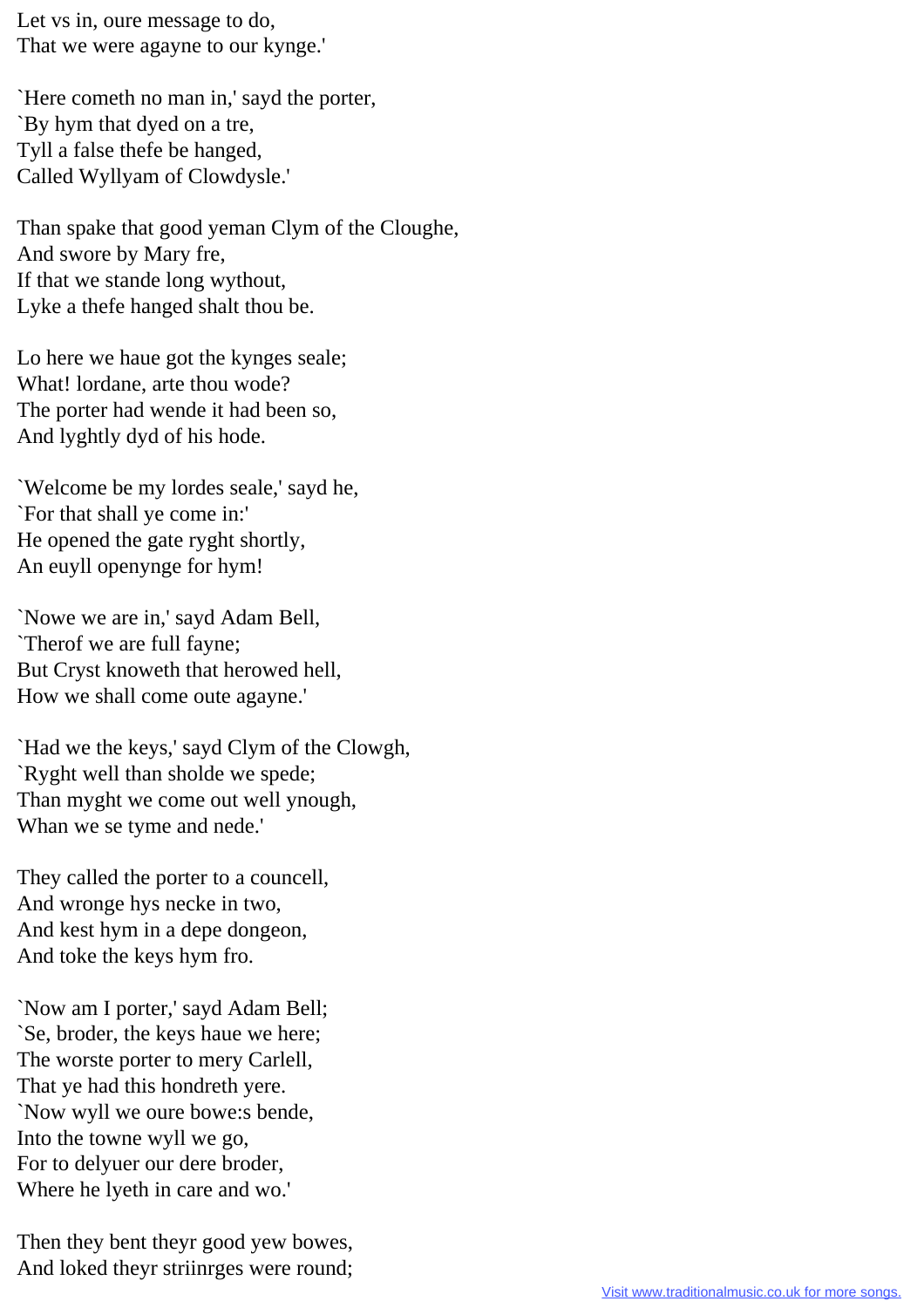Let vs in, oure message to do,
That we were agayne to our kynge.'

`Here cometh no man in,' sayd the porter,
`By hym that dyed on a tre,
Tyll a false thefe be hanged,
Called Wyllyam of Clowdysle.'

Than spake that good yeman Clym of the Cloughe,
And swore by Mary fre,
If that we stande long wythout,
Lyke a thefe hanged shalt thou be.

Lo here we haue got the kynges seale;
What! lordane, arte thou wode?
The porter had wende it had been so,
And lyghtly dyd of his hode.

`Welcome be my lordes seale,' sayd he,
`For that shall ye come in:'
He opened the gate ryght shortly,
An euyll openynge for hym!

`Nowe we are in,' sayd Adam Bell,
`Therof we are full fayne;
But Cryst knoweth that herowed hell,
How we shall come oute agayne.'

`Had we the keys,' sayd Clym of the Clowgh,
`Ryght well than sholde we spede;
Than myght we come out well ynough,
Whan we se tyme and nede.'

They called the porter to a councell,
And wronge hys necke in two,
And kest hym in a depe dongeon,
And toke the keys hym fro.

`Now am I porter,' sayd Adam Bell;
`Se, broder, the keys haue we here;
The worste porter to mery Carlell,
That ye had this hondreth yere.
`Now wyll we oure bowe:s bende,
Into the towne wyll we go,
For to delyuer our dere broder,
Where he lyeth in care and wo.'

Then they bent theyr good yew bowes,
And loked theyr striinrges were round;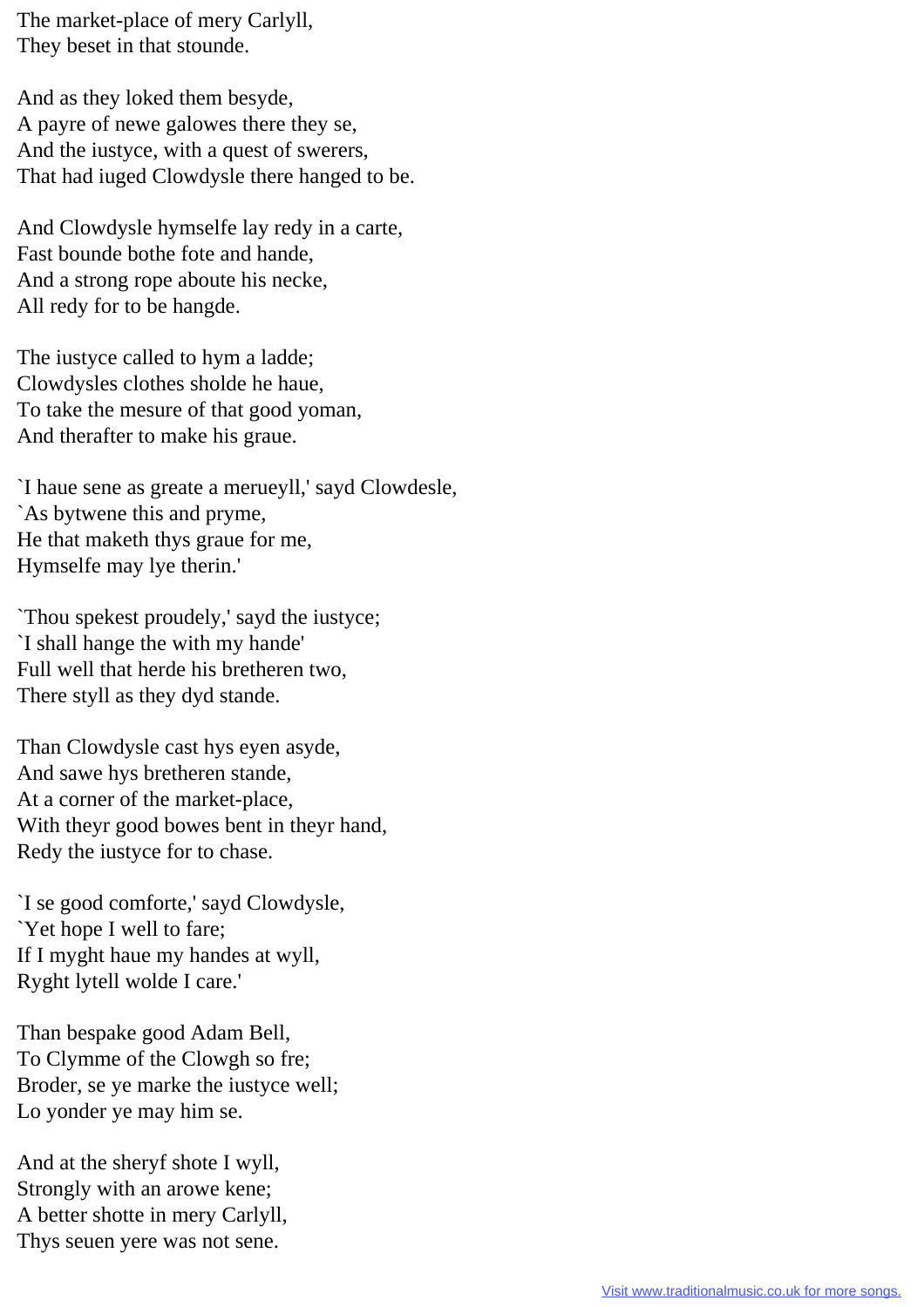The market-place of mery Carlyll,
They beset in that stounde.

And as they loked them besyde,
A payre of newe galowes there they se,
And the iustyce, with a quest of swerers,
That had iuged Clowdysle there hanged to be.

And Clowdysle hymselfe lay redy in a carte,
Fast bounde bothe fote and hande,
And a strong rope aboute his necke,
All redy for to be hangde.

The iustyce called to hym a ladde;
Clowdysles clothes sholde he haue,
To take the mesure of that good yoman,
And therafter to make his graue.

`I haue sene as greate a merueyll,' sayd Clowdesle,
`As bytwene this and pryme,
He that maketh thys graue for me,
Hymselfe may lye therin.'

`Thou spekest proudely,' sayd the iustyce;
`I shall hange the with my hande'
Full well that herde his bretheren two,
There styll as they dyd stande.

Than Clowdysle cast hys eyen asyde,
And sawe hys bretheren stande,
At a corner of the market-place,
With theyr good bowes bent in theyr hand,
Redy the iustyce for to chase.

`I se good comforte,' sayd Clowdysle,
`Yet hope I well to fare;
If I myght haue my handes at wyll,
Ryght lytell wolde I care.'

Than bespake good Adam Bell,
To Clymme of the Clowgh so fre;
Broder, se ye marke the iustyce well;
Lo yonder ye may him se.

And at the sheryf shote I wyll,
Strongly with an arowe kene;
A better shotte in mery Carlyll,
Thys seuen yere was not sene.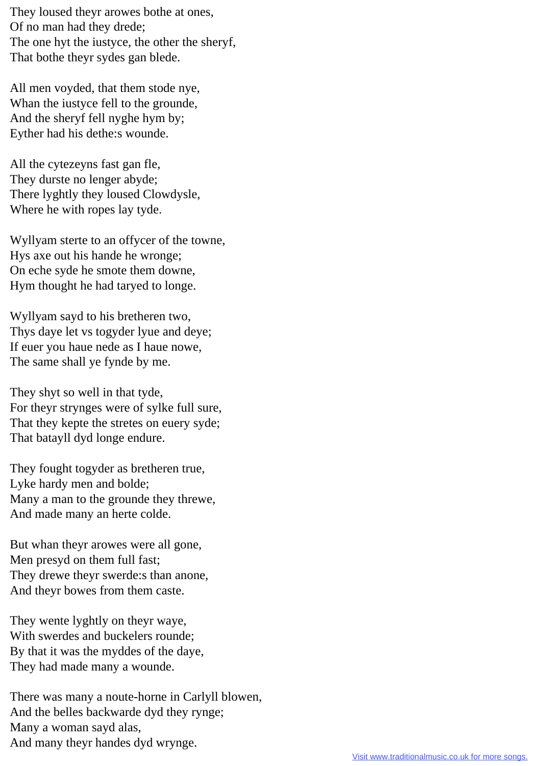They loused theyr arowes bothe at ones,
Of no man had they drede;
The one hyt the iustyce, the other the sheryf,
That bothe theyr sydes gan blede.

All men voyded, that them stode nye,
Whan the iustyce fell to the grounde,
And the sheryf fell nyghe hym by;
Eyther had his dethe:s wounde.

All the cytezeyns fast gan fle,
They durste no lenger abyde;
There lyghtly they loused Clowdysle,
Where he with ropes lay tyde.

Wyllyam sterte to an offycer of the towne,
Hys axe out his hande he wronge;
On eche syde he smote them downe,
Hym thought he had taryed to longe.

Wyllyam sayd to his bretheren two,
Thys daye let vs togyder lyue and deye;
If euer you haue nede as I haue nowe,
The same shall ye fynde by me.

They shyt so well in that tyde,
For theyr strynges were of sylke full sure,
That they kepte the stretes on euery syde;
That batayll dyd longe endure.

They fought togyder as bretheren true,
Lyke hardy men and bolde;
Many a man to the grounde they threwe,
And made many an herte colde.

But whan theyr arowes were all gone,
Men presyd on them full fast;
They drewe theyr swerde:s than anone,
And theyr bowes from them caste.

They wente lyghtly on theyr waye,
With swerdes and buckelers rounde;
By that it was the myddes of the daye,
They had made many a wounde.

There was many a noute-horne in Carlyll blowen,
And the belles backwarde dyd they rynge;
Many a woman sayd alas,
And many theyr handes dyd wrynge.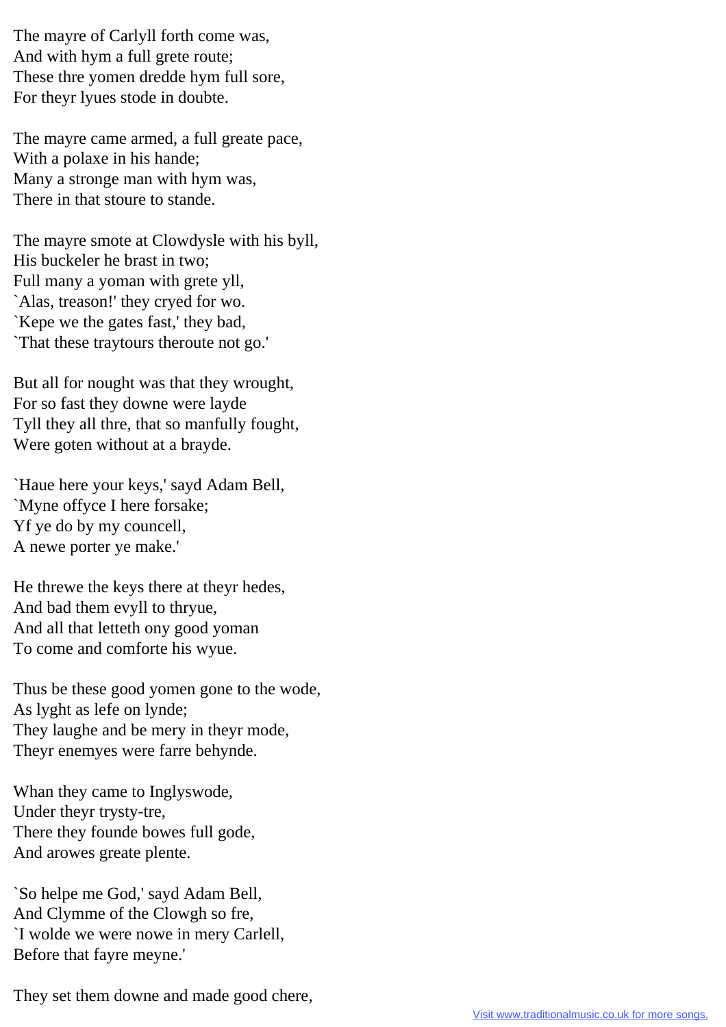The mayre of Carlyll forth come was,
And with hym a full grete route;
These thre yomen dredde hym full sore,
For theyr lyues stode in doubte.

The mayre came armed, a full greate pace,
With a polaxe in his hande;
Many a stronge man with hym was,
There in that stoure to stande.

The mayre smote at Clowdysle with his byll,
His buckeler he brast in two;
Full many a yoman with grete yll,
`Alas, treason!' they cryed for wo.
`Kepe we the gates fast,' they bad,
`That these traytours theroute not go.'

But all for nought was that they wrought,
For so fast they downe were layde
Tyll they all thre, that so manfully fought,
Were goten without at a brayde.

`Haue here your keys,' sayd Adam Bell,
`Myne offyce I here forsake;
Yf ye do by my councell,
A newe porter ye make.'

He threwe the keys there at theyr hedes,
And bad them evyll to thryue,
And all that letteth ony good yoman
To come and comforte his wyue.

Thus be these good yomen gone to the wode,
As lyght as lefe on lynde;
They laughe and be mery in theyr mode,
Theyr enemyes were farre behynde.

Whan they came to Inglyswode,
Under theyr trysty-tre,
There they founde bowes full gode,
And arowes greate plente.

`So helpe me God,' sayd Adam Bell,
And Clymme of the Clowgh so fre,
`I wolde we were nowe in mery Carlell,
Before that fayre meyne.'

They set them downe and made good chere,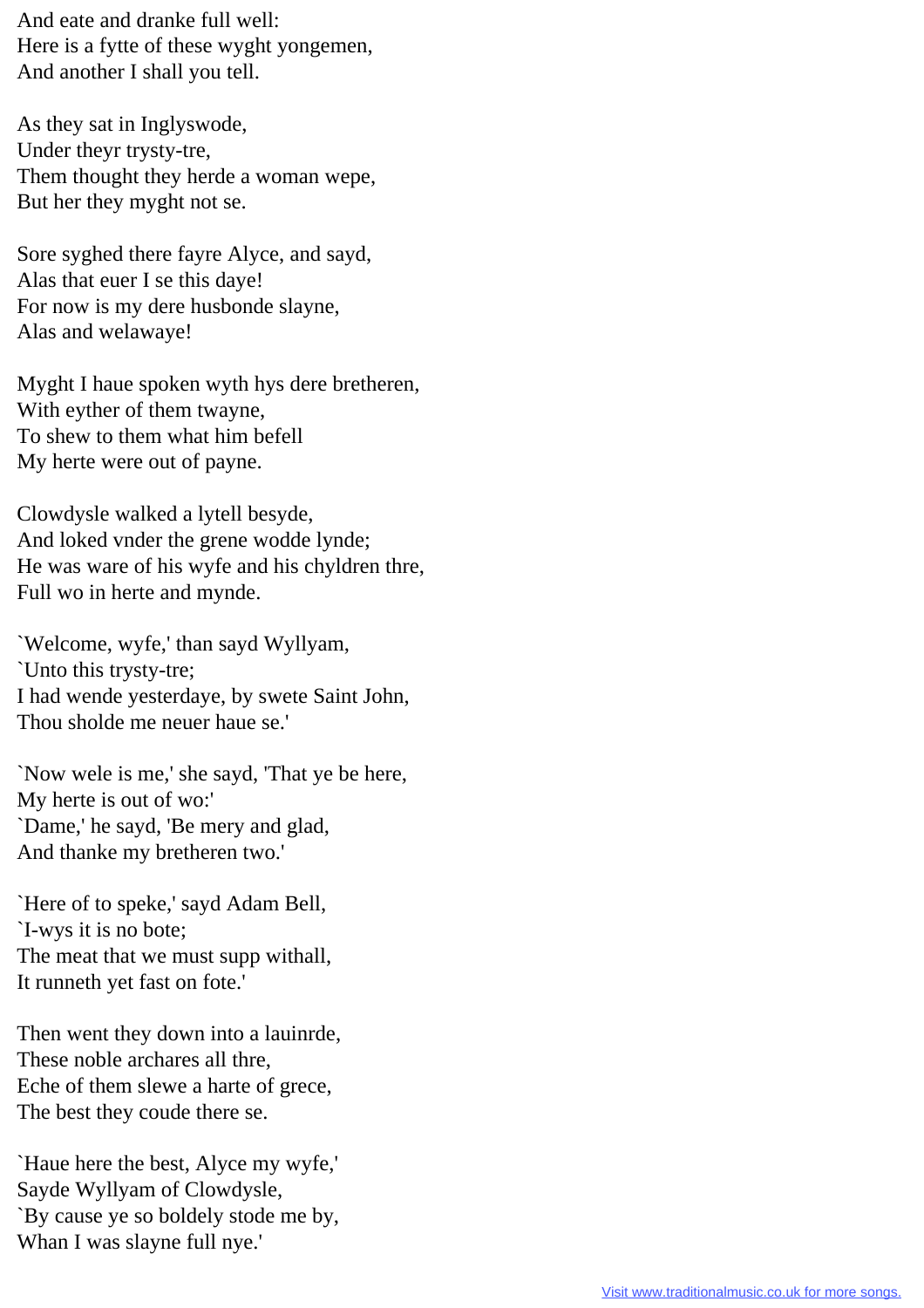And eate and dranke full well:
Here is a fytte of these wyght yongemen,
And another I shall you tell.

As they sat in Inglyswode,
Under theyr trysty-tre,
Them thought they herde a woman wepe,
But her they myght not se.

Sore syghed there fayre Alyce, and sayd,
Alas that euer I se this daye!
For now is my dere husbonde slayne,
Alas and welawaye!

Myght I haue spoken wyth hys dere bretheren,
With eyther of them twayne,
To shew to them what him befell
My herte were out of payne.

Clowdysle walked a lytell besyde,
And loked vnder the grene wodde lynde;
He was ware of his wyfe and his chyldren thre,
Full wo in herte and mynde.

`Welcome, wyfe,' than sayd Wyllyam,
`Unto this trysty-tre;
I had wende yesterdaye, by swete Saint John,
Thou sholde me neuer haue se.'

`Now wele is me,' she sayd, 'That ye be here,
My herte is out of wo:'
`Dame,' he sayd, 'Be mery and glad,
And thanke my bretheren two.'

`Here of to speke,' sayd Adam Bell,
`I-wys it is no bote;
The meat that we must supp withall,
It runneth yet fast on fote.'

Then went they down into a lauinrde,
These noble archares all thre,
Eche of them slewe a harte of grece,
The best they coude there se.

`Haue here the best, Alyce my wyfe,'
Sayde Wyllyam of Clowdysle,
`By cause ye so boldely stode me by,
Whan I was slayne full nye.'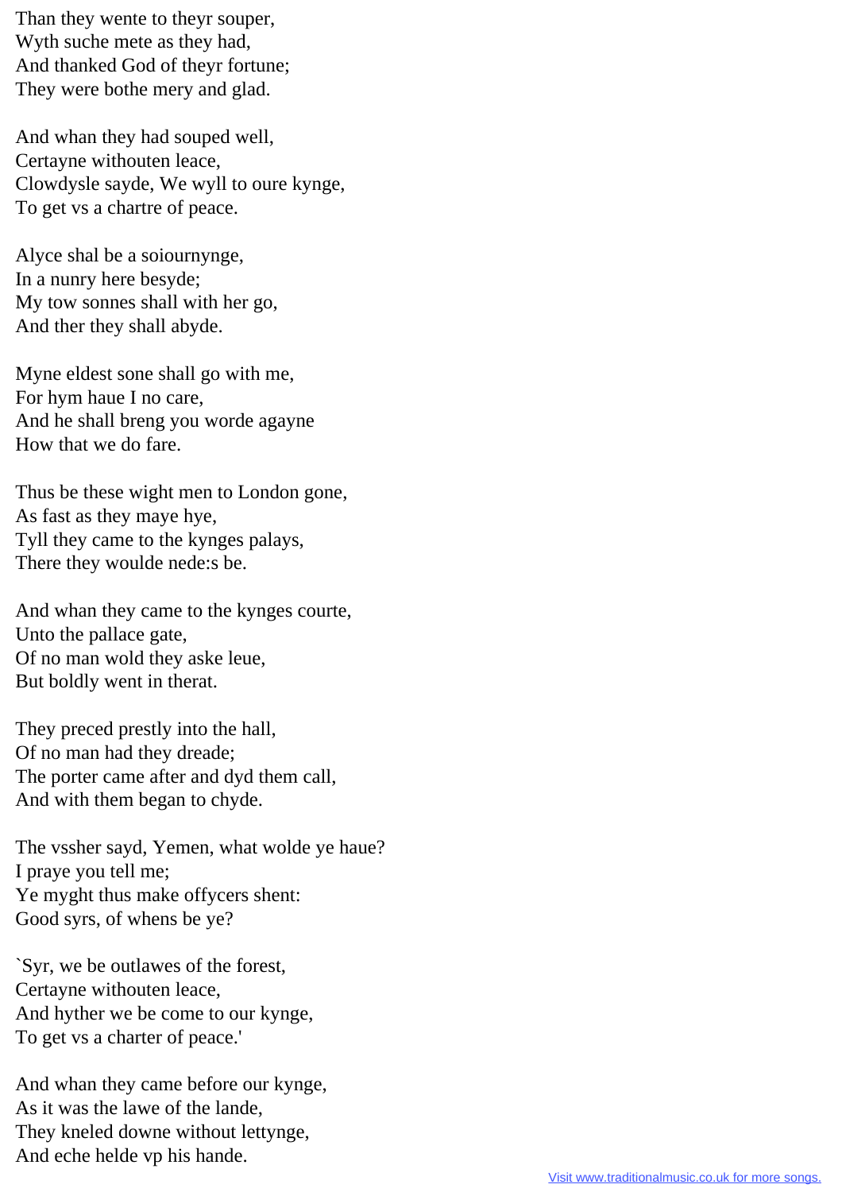Than they wente to theyr souper,
Wyth suche mete as they had,
And thanked God of theyr fortune;
They were bothe mery and glad.

And whan they had souped well,
Certayne withouten leace,
Clowdysle sayde, We wyll to oure kynge,
To get vs a chartre of peace.

Alyce shal be a soiournynge,
In a nunry here besyde;
My tow sonnes shall with her go,
And ther they shall abyde.

Myne eldest sone shall go with me,
For hym haue I no care,
And he shall breng you worde agayne
How that we do fare.

Thus be these wight men to London gone,
As fast as they maye hye,
Tyll they came to the kynges palays,
There they woulde nede:s be.

And whan they came to the kynges courte,
Unto the pallace gate,
Of no man wold they aske leue,
But boldly went in therat.

They preced prestly into the hall,
Of no man had they dreade;
The porter came after and dyd them call,
And with them began to chyde.

The vssher sayd, Yemen, what wolde ye haue?
I praye you tell me;
Ye myght thus make offycers shent:
Good syrs, of whens be ye?

`Syr, we be outlawes of the forest,
Certayne withouten leace,
And hyther we be come to our kynge,
To get vs a charter of peace.'

And whan they came before our kynge,
As it was the lawe of the lande,
They kneled downe without lettynge,
And eche helde vp his hande.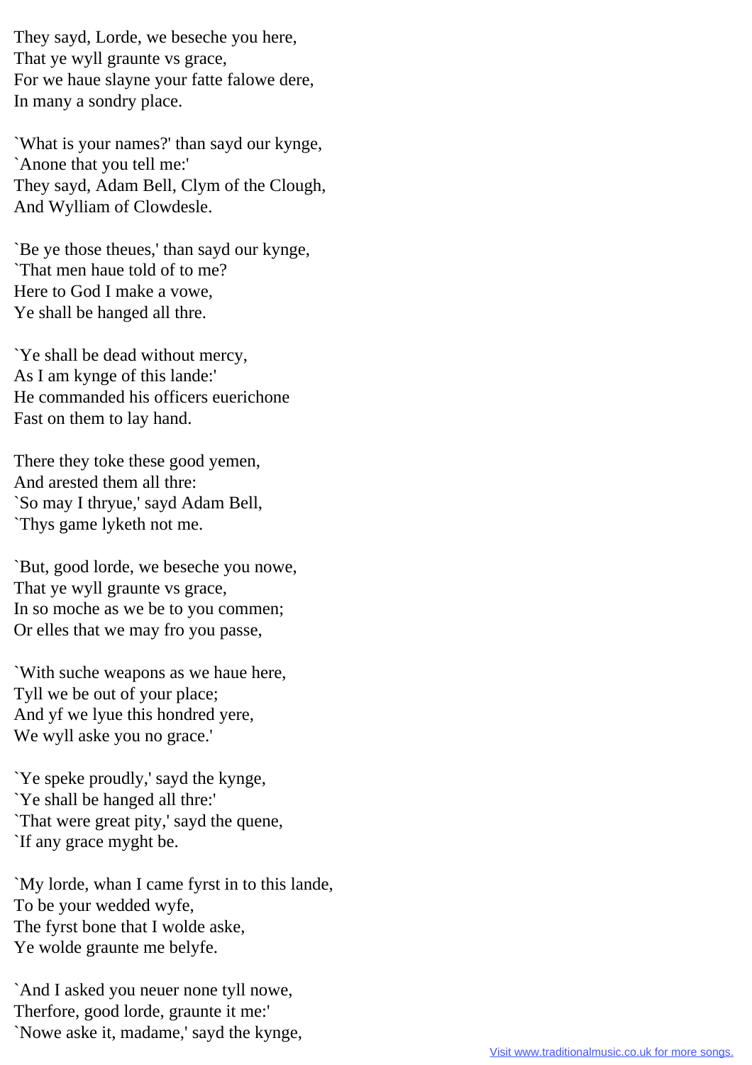They sayd, Lorde, we beseche you here,
That ye wyll graunte vs grace,
For we haue slayne your fatte falowe dere,
In many a sondry place.

`What is your names?' than sayd our kynge,
`Anone that you tell me:'
They sayd, Adam Bell, Clym of the Clough,
And Wylliam of Clowdesle.

`Be ye those theues,' than sayd our kynge,
`That men haue told of to me?
Here to God I make a vowe,
Ye shall be hanged all thre.

`Ye shall be dead without mercy,
As I am kynge of this lande:'
He commanded his officers euerichone
Fast on them to lay hand.

There they toke these good yemen,
And arested them all thre:
`So may I thryue,' sayd Adam Bell,
`Thys game lyketh not me.

`But, good lorde, we beseche you nowe,
That ye wyll graunte vs grace,
In so moche as we be to you commen;
Or elles that we may fro you passe,

`With suche weapons as we haue here,
Tyll we be out of your place;
And yf we lyue this hondred yere,
We wyll aske you no grace.'

`Ye speke proudly,' sayd the kynge,
`Ye shall be hanged all thre:'
`That were great pity,' sayd the quene,
`If any grace myght be.

`My lorde, whan I came fyrst in to this lande,
To be your wedded wyfe,
The fyrst bone that I wolde aske,
Ye wolde graunte me belyfe.

`And I asked you neuer none tyll nowe,
Therfore, good lorde, graunte it me:'
`Nowe aske it, madame,' sayd the kynge,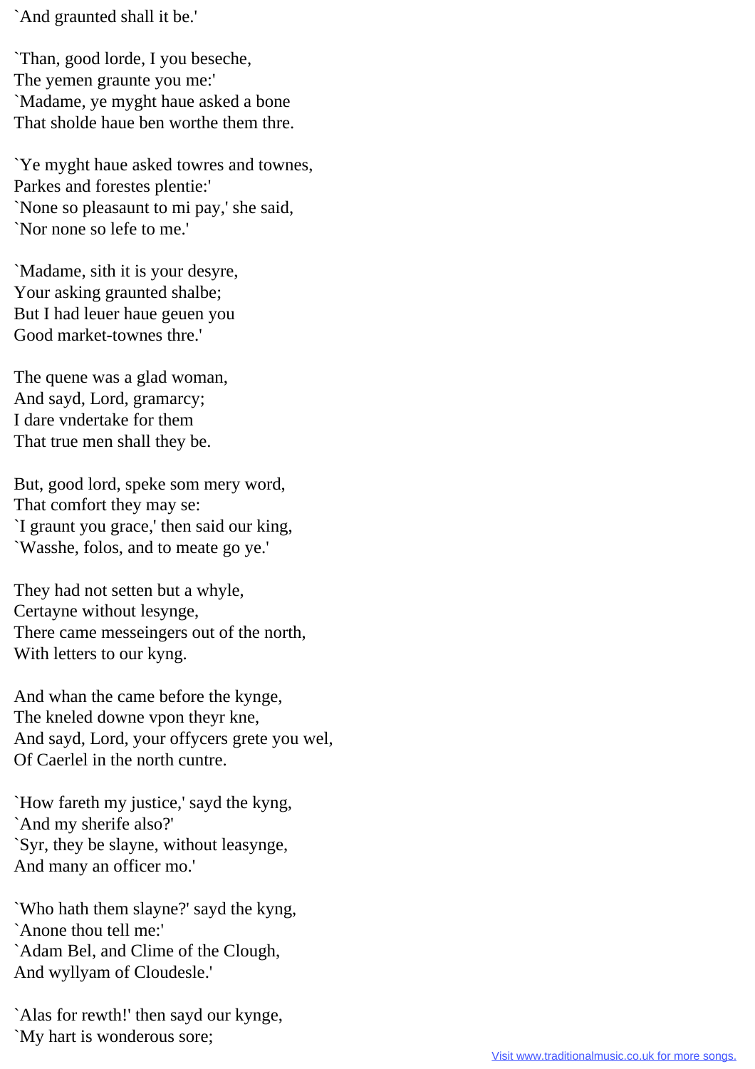`And graunted shall it be.'

`Than, good lorde, I you beseche,
The yemen graunte you me:'
`Madame, ye myght haue asked a bone
That sholde haue ben worthe them thre.

`Ye myght haue asked towres and townes,
Parkes and forestes plentie:'
`None so pleasaunt to mi pay,' she said,
`Nor none so lefe to me.'

`Madame, sith it is your desyre,
Your asking graunted shalbe;
But I had leuer haue geuen you
Good market-townes thre.'

The quene was a glad woman,
And sayd, Lord, gramarcy;
I dare vndertake for them
That true men shall they be.

But, good lord, speke som mery word,
That comfort they may se:
`I graunt you grace,' then said our king,
`Wasshe, folos, and to meate go ye.'

They had not setten but a whyle,
Certayne without lesynge,
There came messeingers out of the north,
With letters to our kyng.

And whan the came before the kynge,
The kneled downe vpon theyr kne,
And sayd, Lord, your offycers grete you wel,
Of Caerlel in the north cuntre.

`How fareth my justice,' sayd the kyng,
`And my sherife also?'
`Syr, they be slayne, without leasynge,
And many an officer mo.'

`Who hath them slayne?' sayd the kyng,
`Anone thou tell me:'
`Adam Bel, and Clime of the Clough,
And wyllyam of Cloudesle.'

`Alas for rewth!' then sayd our kynge,
`My hart is wonderous sore;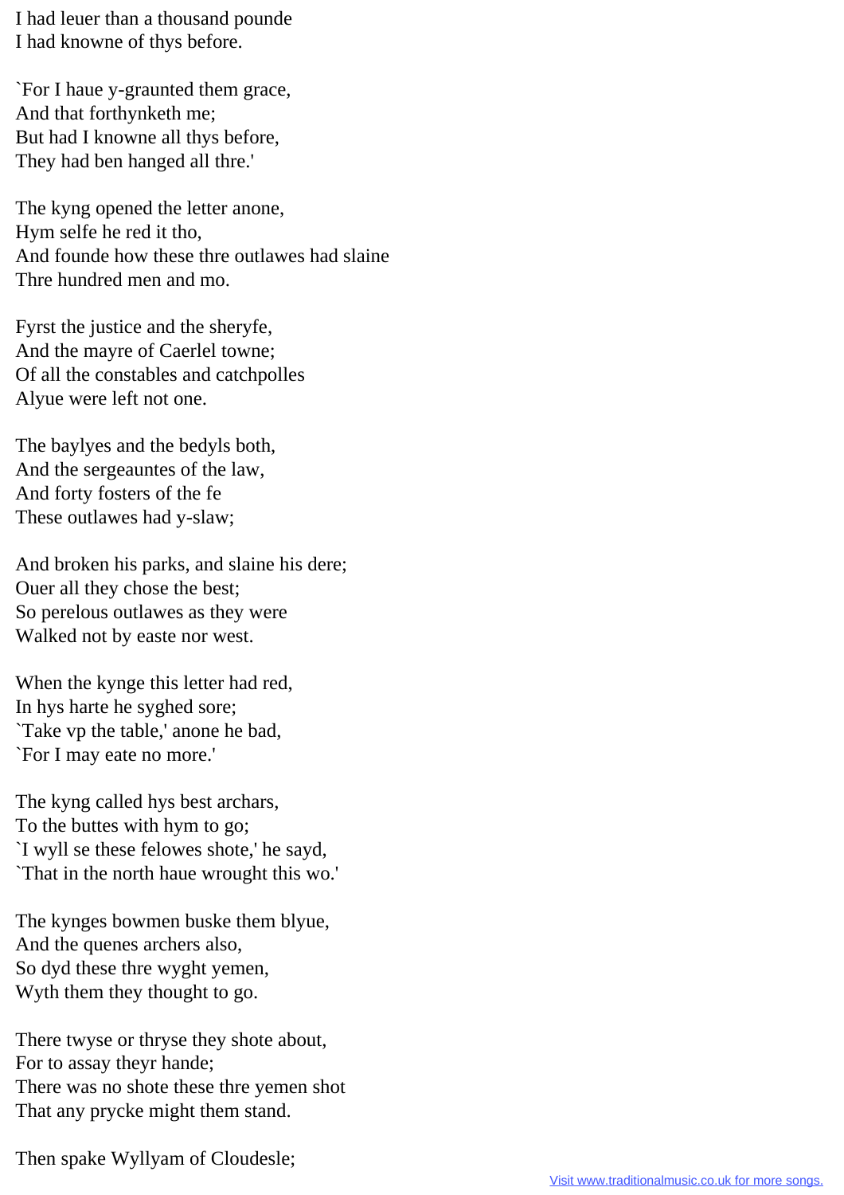I had leuer than a thousand pounde
I had knowne of thys before.

`For I haue y-graunted them grace,
And that forthynketh me;
But had I knowne all thys before,
They had ben hanged all thre.'

The kyng opened the letter anone,
Hym selfe he red it tho,
And founde how these thre outlawes had slaine
Thre hundred men and mo.

Fyrst the justice and the sheryfe,
And the mayre of Caerlel towne;
Of all the constables and catchpolles
Alyue were left not one.

The baylyes and the bedyls both,
And the sergeauntes of the law,
And forty fosters of the fe
These outlawes had y-slaw;

And broken his parks, and slaine his dere;
Ouer all they chose the best;
So perelous outlawes as they were
Walked not by easte nor west.

When the kynge this letter had red,
In hys harte he syghed sore;
`Take vp the table,' anone he bad,
`For I may eate no more.'

The kyng called hys best archars,
To the buttes with hym to go;
`I wyll se these felowes shote,' he sayd,
`That in the north haue wrought this wo.'

The kynges bowmen buske them blyue,
And the quenes archers also,
So dyd these thre wyght yemen,
Wyth them they thought to go.

There twyse or thryse they shote about,
For to assay theyr hande;
There was no shote these thre yemen shot
That any prycke might them stand.

Then spake Wyllyam of Cloudesle;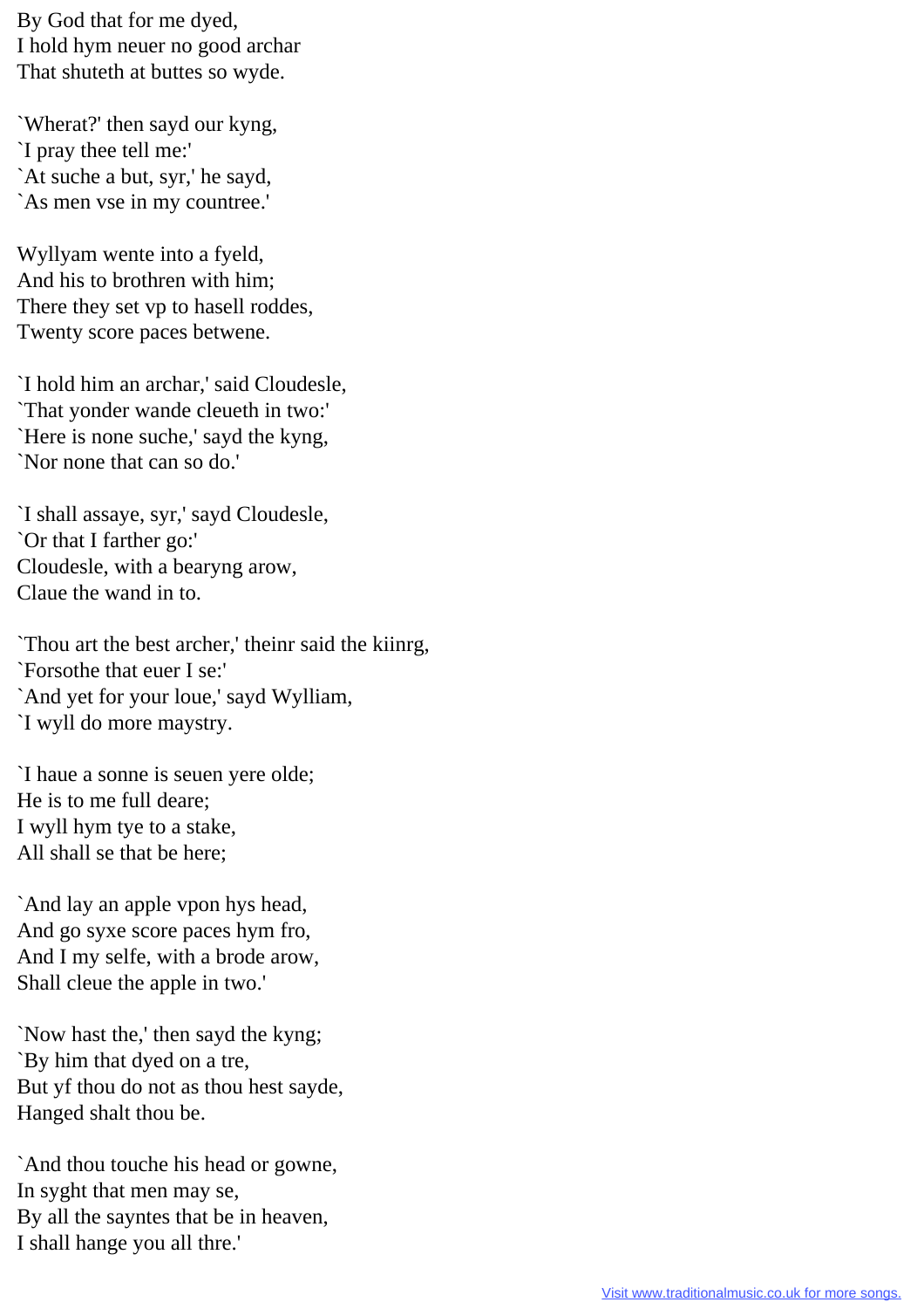By God that for me dyed,
I hold hym neuer no good archar
That shuteth at buttes so wyde.

`Wherat?' then sayd our kyng,
`I pray thee tell me:'
`At suche a but, syr,' he sayd,
`As men vse in my countree.'

Wyllyam wente into a fyeld,
And his to brothren with him;
There they set vp to hasell roddes,
Twenty score paces betwene.

`I hold him an archar,' said Cloudesle,
`That yonder wande cleueth in two:'
`Here is none suche,' sayd the kyng,
`Nor none that can so do.'

`I shall assaye, syr,' sayd Cloudesle,
`Or that I farther go:'
Cloudesle, with a bearyng arow,
Claue the wand in to.

`Thou art the best archer,' theinr said the kiinrg,
`Forsothe that euer I se:'
`And yet for your loue,' sayd Wylliam,
`I wyll do more maystry.

`I haue a sonne is seuen yere olde;
He is to me full deare;
I wyll hym tye to a stake,
All shall se that be here;

`And lay an apple vpon hys head,
And go syxe score paces hym fro,
And I my selfe, with a brode arow,
Shall cleue the apple in two.'

`Now hast the,' then sayd the kyng;
`By him that dyed on a tre,
But yf thou do not as thou hest sayde,
Hanged shalt thou be.

`And thou touche his head or gowne,
In syght that men may se,
By all the payntes that be in heaven,
I shall hange you all thre.'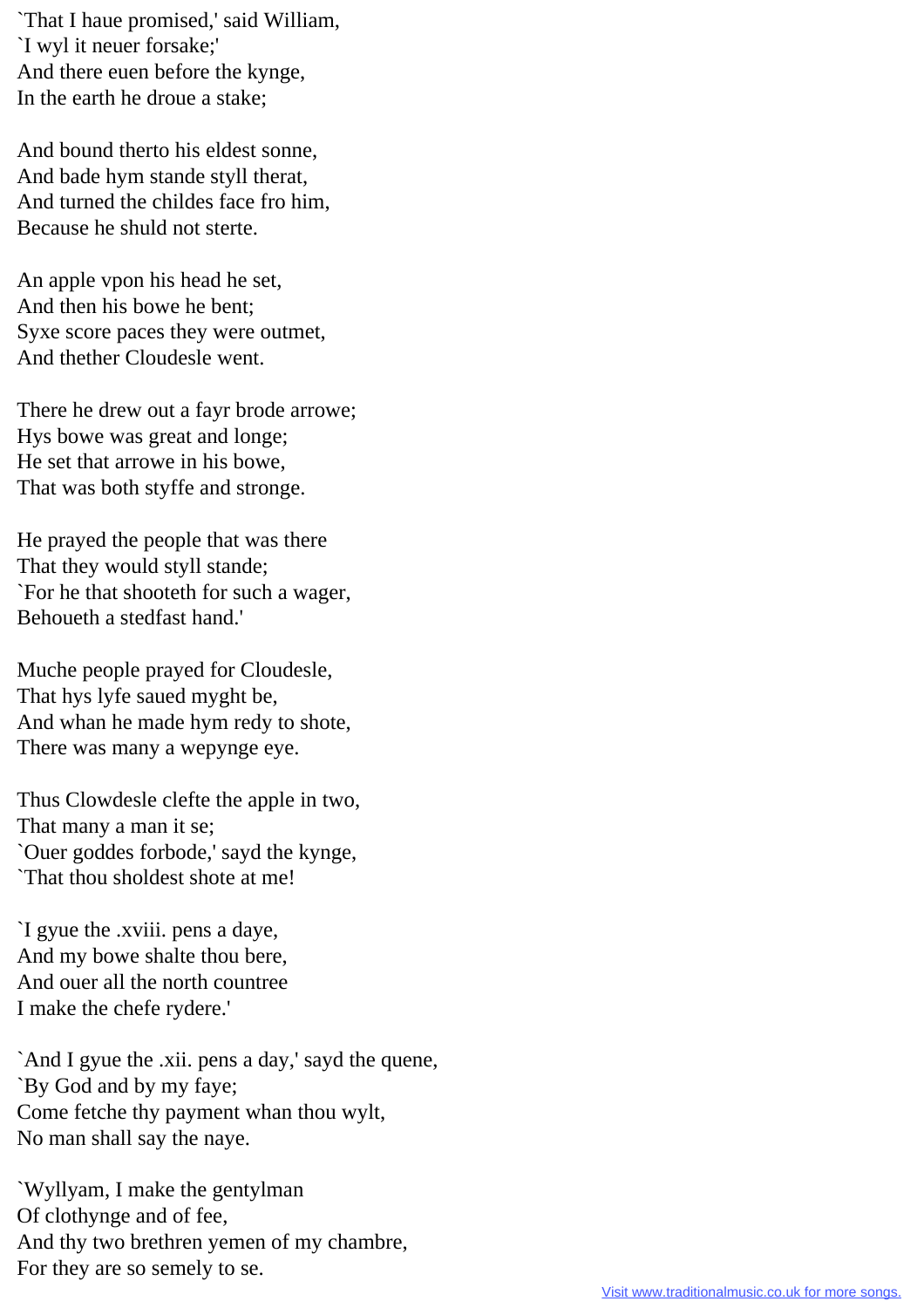`That I haue promised,' said William,
`I wyl it neuer forsake;'
And there euen before the kynge,
In the earth he droue a stake;

And bound therto his eldest sonne,
And bade hym stande styll therat,
And turned the childes face fro him,
Because he shuld not sterte.

An apple vpon his head he set,
And then his bowe he bent;
Syxe score paces they were outmet,
And thether Cloudesle went.

There he drew out a fayr brode arrowe;
Hys bowe was great and longe;
He set that arrowe in his bowe,
That was both styffe and stronge.

He prayed the people that was there
That they would styll stande;
`For he that shooteth for such a wager,
Behoueth a stedfast hand.'

Muche people prayed for Cloudesle,
That hys lyfe saued myght be,
And whan he made hym redy to shote,
There was many a wepynge eye.

Thus Clowdesle clefte the apple in two,
That many a man it se;
`Ouer goddes forbode,' sayd the kynge,
`That thou sholdest shote at me!

`I gyue the .xviii. pens a daye,
And my bowe shalte thou bere,
And ouer all the north countree
I make the chefe rydere.'

`And I gyue the .xii. pens a day,' sayd the quene,
`By God and by my faye;
Come fetche thy payment whan thou wylt,
No man shall say the naye.

`Wyllyam, I make the gentylman
Of clothynge and of fee,
And thy two brethren yemen of my chambre,
For they are so semely to se.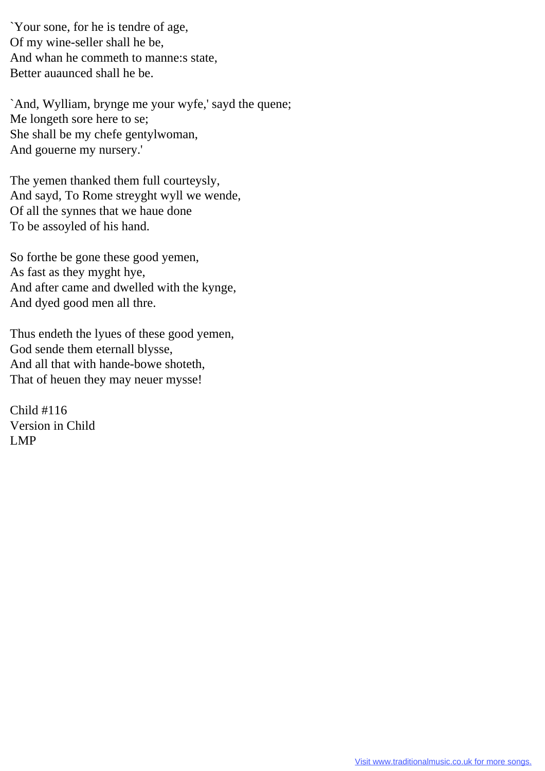`Your sone, for he is tendre of age,
Of my wine-seller shall he be,
And whan he commeth to manne:s state,
Better auaunced shall he be.

`And, Wylliam, brynge me your wyfe,' sayd the quene;
Me longeth sore here to se;
She shall be my chefe gentylwoman,
And gouerne my nursery.'

The yemen thanked them full courteysly,
And sayd, To Rome streyght wyll we wende,
Of all the synnes that we haue done
To be assoyled of his hand.

So forthe be gone these good yemen,
As fast as they myght hye,
And after came and dwelled with the kynge,
And dyed good men all thre.

Thus endeth the lyues of these good yemen,
God sende them eternall blysse,
And all that with hande-bowe shoteth,
That of heuen they may neuer mysse!

Child #116
Version in Child
LMP